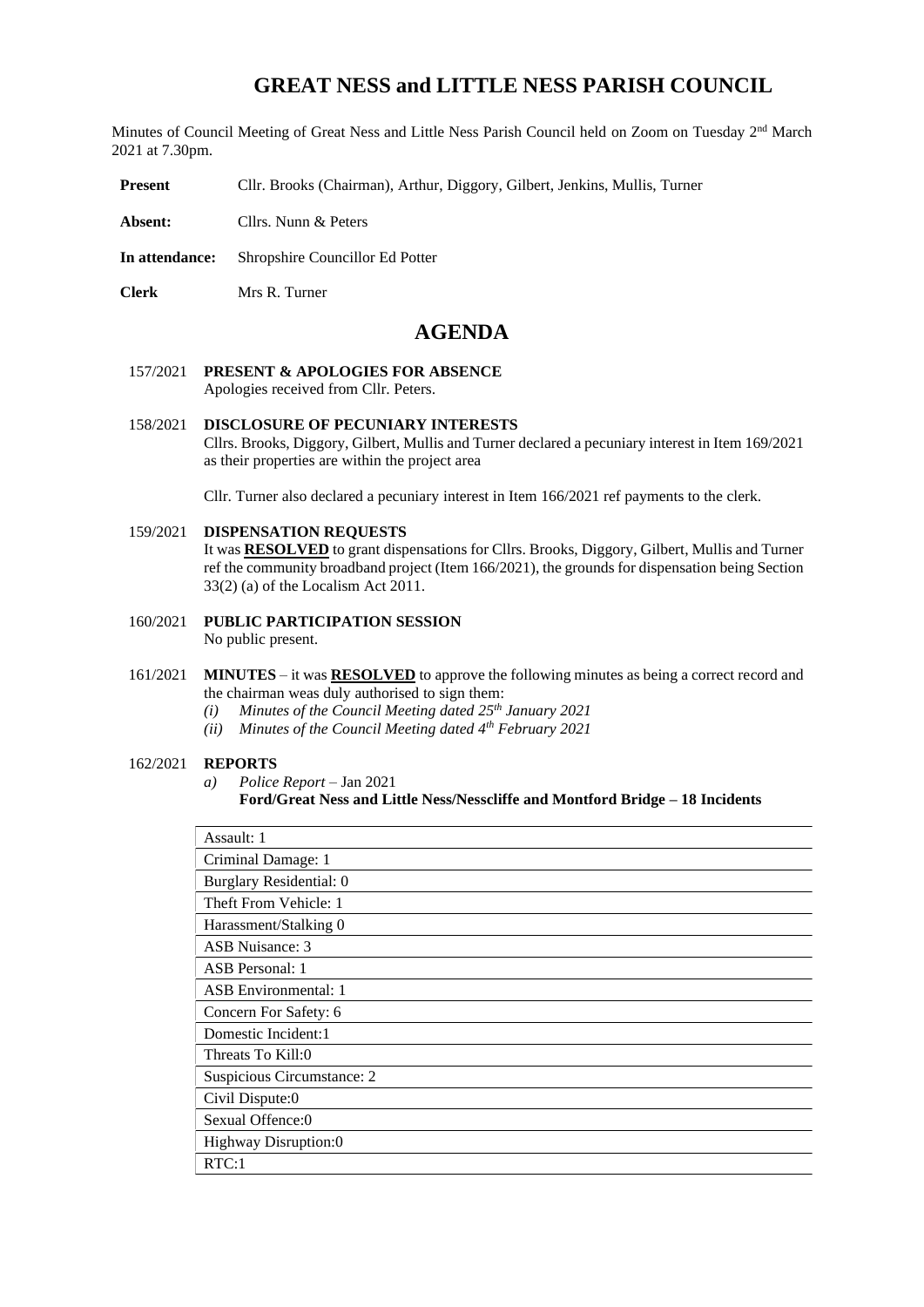# GREAT NESS and LITTLE NESS PARISH COUNCIL

Minutes of Council Meeting of Great Ness and Little Ness Parish Council held on Zoom on Tuesday 2nd March 2021 at 7.30pm.

**Present** Cllr. Brooks (Chairman), Arthur, Diggory, Gilbert, Jenkins, Mullis, Turner

**Absent:** Cllrs. Nunn & Peters

**In attendance:** Shropshire Councillor Ed Potter

**Clerk** Mrs R. Turner

# AGENDA

157/2021 **PRESENT & APOLOGIES FOR ABSENCE**
Apologies received from Cllr. Peters.

158/2021 **DISCLOSURE OF PECUNIARY INTERESTS**
Cllrs. Brooks, Diggory, Gilbert, Mullis and Turner declared a pecuniary interest in Item 169/2021 as their properties are within the project area

Cllr. Turner also declared a pecuniary interest in Item 166/2021 ref payments to the clerk.

159/2021 **DISPENSATION REQUESTS**
It was **RESOLVED** to grant dispensations for Cllrs. Brooks, Diggory, Gilbert, Mullis and Turner ref the community broadband project (Item 166/2021), the grounds for dispensation being Section 33(2) (a) of the Localism Act 2011.

160/2021 **PUBLIC PARTICIPATION SESSION**
No public present.

161/2021 **MINUTES** – it was **RESOLVED** to approve the following minutes as being a correct record and the chairman weas duly authorised to sign them:

*(i) Minutes of the Council Meeting dated 25th January 2021*
*(ii) Minutes of the Council Meeting dated 4th February 2021*

162/2021 **REPORTS**

*a) Police Report* – Jan 2021
**Ford/Great Ness and Little Ness/Nesscliffe and Montford Bridge – 18 Incidents**

| |
|---|
| Assault: 1 |
| Criminal Damage: 1 |
| Burglary Residential: 0 |
| Theft From Vehicle: 1 |
| Harassment/Stalking 0 |
| ASB Nuisance: 3 |
| ASB Personal: 1 |
| ASB Environmental: 1 |
| Concern For Safety: 6 |
| Domestic Incident:1 |
| Threats To Kill:0 |
| Suspicious Circumstance: 2 |
| Civil Dispute:0 |
| Sexual Offence:0 |
| Highway Disruption:0 |
| RTC:1 |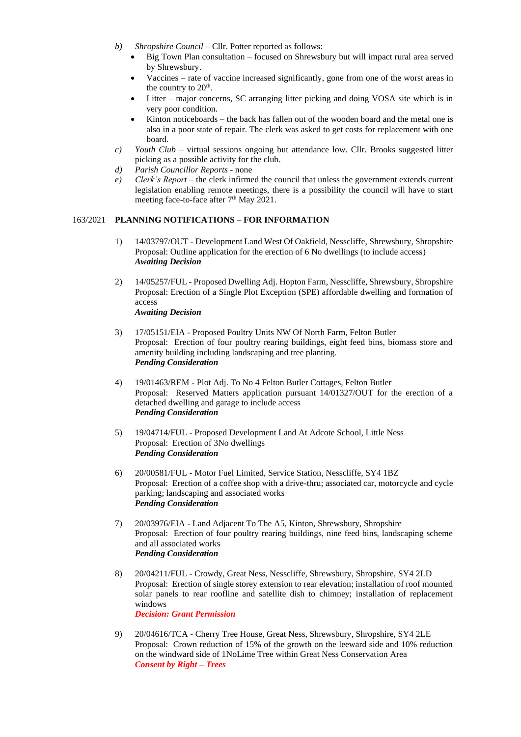*b)* *Shropshire Council* – Cllr. Potter reported as follows:

- Big Town Plan consultation – focused on Shrewsbury but will impact rural area served by Shrewsbury.
- Vaccines – rate of vaccine increased significantly, gone from one of the worst areas in the country to 20th.
- Litter – major concerns, SC arranging litter picking and doing VOSA site which is in very poor condition.
- Kinton noticeboards – the back has fallen out of the wooden board and the metal one is also in a poor state of repair. The clerk was asked to get costs for replacement with one board.

*c)* *Youth Club* – virtual sessions ongoing but attendance low. Cllr. Brooks suggested litter picking as a possible activity for the club.

*d)* *Parish Councillor Reports* - none

*e)* *Clerk's Report* – the clerk infirmed the council that unless the government extends current legislation enabling remote meetings, there is a possibility the council will have to start meeting face-to-face after 7th May 2021.

## 163/2021 PLANNING NOTIFICATIONS – FOR INFORMATION

1) 14/03797/OUT - Development Land West Of Oakfield, Nesscliffe, Shrewsbury, Shropshire
Proposal: Outline application for the erection of 6 No dwellings (to include access)
***Awaiting Decision***

2) 14/05257/FUL - Proposed Dwelling Adj. Hopton Farm, Nesscliffe, Shrewsbury, Shropshire
Proposal: Erection of a Single Plot Exception (SPE) affordable dwelling and formation of access
***Awaiting Decision***

3) 17/05151/EIA - Proposed Poultry Units NW Of North Farm, Felton Butler
Proposal: Erection of four poultry rearing buildings, eight feed bins, biomass store and amenity building including landscaping and tree planting.
***Pending Consideration***

4) 19/01463/REM - Plot Adj. To No 4 Felton Butler Cottages, Felton Butler
Proposal: Reserved Matters application pursuant 14/01327/OUT for the erection of a detached dwelling and garage to include access
***Pending Consideration***

5) 19/04714/FUL - Proposed Development Land At Adcote School, Little Ness
Proposal: Erection of 3No dwellings
***Pending Consideration***

6) 20/00581/FUL - Motor Fuel Limited, Service Station, Nesscliffe, SY4 1BZ
Proposal: Erection of a coffee shop with a drive-thru; associated car, motorcycle and cycle parking; landscaping and associated works
***Pending Consideration***

7) 20/03976/EIA - Land Adjacent To The A5, Kinton, Shrewsbury, Shropshire
Proposal: Erection of four poultry rearing buildings, nine feed bins, landscaping scheme and all associated works
***Pending Consideration***

8) 20/04211/FUL - Crowdy, Great Ness, Nesscliffe, Shrewsbury, Shropshire, SY4 2LD
Proposal: Erection of single storey extension to rear elevation; installation of roof mounted solar panels to rear roofline and satellite dish to chimney; installation of replacement windows
***Decision: Grant Permission***

9) 20/04616/TCA - Cherry Tree House, Great Ness, Shrewsbury, Shropshire, SY4 2LE
Proposal: Crown reduction of 15% of the growth on the leeward side and 10% reduction on the windward side of 1NoLime Tree within Great Ness Conservation Area
***Consent by Right – Trees***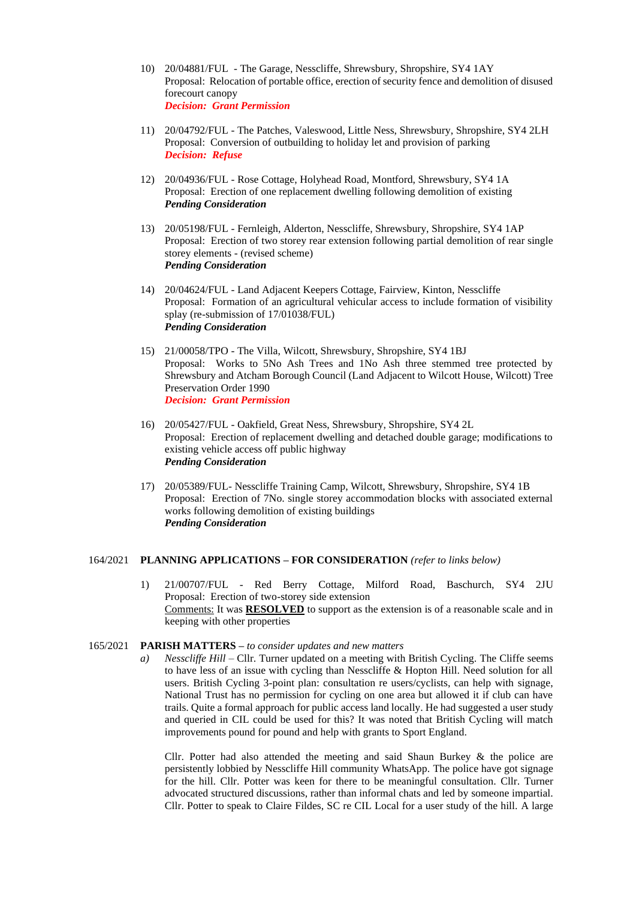10) 20/04881/FUL - The Garage, Nesscliffe, Shrewsbury, Shropshire, SY4 1AY
Proposal: Relocation of portable office, erection of security fence and demolition of disused forecourt canopy
***Decision: Grant Permission***

11) 20/04792/FUL - The Patches, Valeswood, Little Ness, Shrewsbury, Shropshire, SY4 2LH
Proposal: Conversion of outbuilding to holiday let and provision of parking
***Decision: Refuse***

12) 20/04936/FUL - Rose Cottage, Holyhead Road, Montford, Shrewsbury, SY4 1A
Proposal: Erection of one replacement dwelling following demolition of existing
***Pending Consideration***

13) 20/05198/FUL - Fernleigh, Alderton, Nesscliffe, Shrewsbury, Shropshire, SY4 1AP
Proposal: Erection of two storey rear extension following partial demolition of rear single storey elements - (revised scheme)
***Pending Consideration***

14) 20/04624/FUL - Land Adjacent Keepers Cottage, Fairview, Kinton, Nesscliffe
Proposal: Formation of an agricultural vehicular access to include formation of visibility splay (re-submission of 17/01038/FUL)
***Pending Consideration***

15) 21/00058/TPO - The Villa, Wilcott, Shrewsbury, Shropshire, SY4 1BJ
Proposal: Works to 5No Ash Trees and 1No Ash three stemmed tree protected by Shrewsbury and Atcham Borough Council (Land Adjacent to Wilcott House, Wilcott) Tree Preservation Order 1990
***Decision: Grant Permission***

16) 20/05427/FUL - Oakfield, Great Ness, Shrewsbury, Shropshire, SY4 2L
Proposal: Erection of replacement dwelling and detached double garage; modifications to existing vehicle access off public highway
***Pending Consideration***

17) 20/05389/FUL- Nesscliffe Training Camp, Wilcott, Shrewsbury, Shropshire, SY4 1B
Proposal: Erection of 7No. single storey accommodation blocks with associated external works following demolition of existing buildings
***Pending Consideration***

**164/2021 PLANNING APPLICATIONS – FOR CONSIDERATION** *(refer to links below)*

1) 21/00707/FUL - Red Berry Cottage, Milford Road, Baschurch, SY4 2JU
Proposal: Erection of two-storey side extension
Comments: It was **RESOLVED** to support as the extension is of a reasonable scale and in keeping with other properties

**165/2021 PARISH MATTERS** – *to consider updates and new matters*

a) *Nesscliffe Hill* – Cllr. Turner updated on a meeting with British Cycling. The Cliffe seems to have less of an issue with cycling than Nesscliffe & Hopton Hill. Need solution for all users. British Cycling 3-point plan: consultation re users/cyclists, can help with signage, National Trust has no permission for cycling on one area but allowed it if club can have trails. Quite a formal approach for public access land locally. He had suggested a user study and queried in CIL could be used for this? It was noted that British Cycling will match improvements pound for pound and help with grants to Sport England.

Cllr. Potter had also attended the meeting and said Shaun Burkey & the police are persistently lobbied by Nesscliffe Hill community WhatsApp. The police have got signage for the hill. Cllr. Potter was keen for there to be meaningful consultation. Cllr. Turner advocated structured discussions, rather than informal chats and led by someone impartial. Cllr. Potter to speak to Claire Fildes, SC re CIL Local for a user study of the hill. A large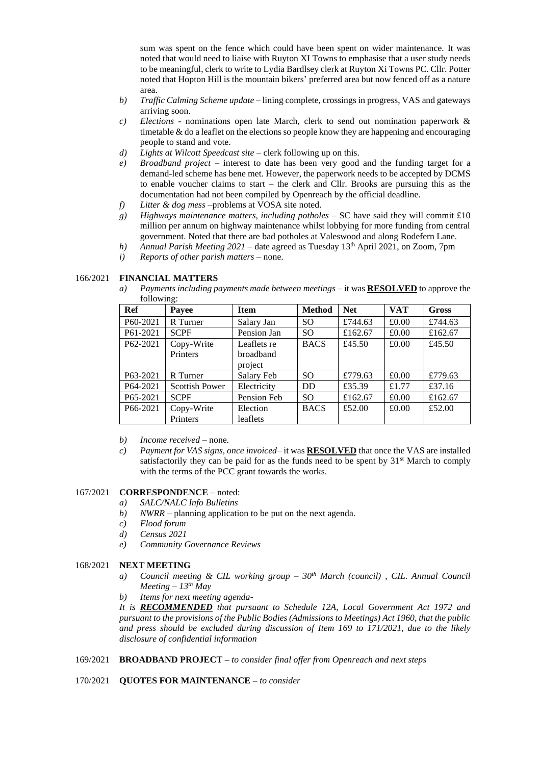sum was spent on the fence which could have been spent on wider maintenance. It was noted that would need to liaise with Ruyton XI Towns to emphasise that a user study needs to be meaningful, clerk to write to Lydia Bardlsey clerk at Ruyton Xi Towns PC. Cllr. Potter noted that Hopton Hill is the mountain bikers' preferred area but now fenced off as a nature area.

b) *Traffic Calming Scheme update* – lining complete, crossings in progress, VAS and gateways arriving soon.
c) *Elections* - nominations open late March, clerk to send out nomination paperwork & timetable & do a leaflet on the elections so people know they are happening and encouraging people to stand and vote.
d) *Lights at Wilcott Speedcast site* – clerk following up on this.
e) *Broadband project* – interest to date has been very good and the funding target for a demand-led scheme has bene met. However, the paperwork needs to be accepted by DCMS to enable voucher claims to start – the clerk and Cllr. Brooks are pursuing this as the documentation had not been compiled by Openreach by the official deadline.
f) *Litter & dog mess* –problems at VOSA site noted.
g) *Highways maintenance matters, including potholes* – SC have said they will commit £10 million per annum on highway maintenance whilst lobbying for more funding from central government. Noted that there are bad potholes at Valeswood and along Rodefern Lane.
h) *Annual Parish Meeting 2021* – date agreed as Tuesday 13th April 2021, on Zoom, 7pm
i) *Reports of other parish matters* – none.

166/2021 **FINANCIAL MATTERS**

a) *Payments including payments made between meetings* – it was **RESOLVED** to approve the following:

| Ref | Payee | Item | Method | Net | VAT | Gross |
|---|---|---|---|---|---|---|
| P60-2021 | R Turner | Salary Jan | SO | £744.63 | £0.00 | £744.63 |
| P61-2021 | SCPF | Pension Jan | SO | £162.67 | £0.00 | £162.67 |
| P62-2021 | Copy-Write Printers | Leaflets re broadband project | BACS | £45.50 | £0.00 | £45.50 |
| P63-2021 | R Turner | Salary Feb | SO | £779.63 | £0.00 | £779.63 |
| P64-2021 | Scottish Power | Electricity | DD | £35.39 | £1.77 | £37.16 |
| P65-2021 | SCPF | Pension Feb | SO | £162.67 | £0.00 | £162.67 |
| P66-2021 | Copy-Write Printers | Election leaflets | BACS | £52.00 | £0.00 | £52.00 |

b) *Income received* – none.
c) *Payment for VAS signs, once invoiced*– it was **RESOLVED** that once the VAS are installed satisfactorily they can be paid for as the funds need to be spent by 31st March to comply with the terms of the PCC grant towards the works.

167/2021 **CORRESPONDENCE** – noted:

a) *SALC/NALC Info Bulletins*
b) *NWRR* – planning application to be put on the next agenda.
c) *Flood forum*
d) *Census 2021*
e) *Community Governance Reviews*

168/2021 **NEXT MEETING**

a) *Council meeting & CIL working group – 30th March (council) , CIL. Annual Council Meeting – 13th May*
b) *Items for next meeting agenda-*

*It is **RECOMMENDED** that pursuant to Schedule 12A, Local Government Act 1972 and pursuant to the provisions of the Public Bodies (Admissions to Meetings) Act 1960, that the public and press should be excluded during discussion of Item 169 to 171/2021, due to the likely disclosure of confidential information*

169/2021 **BROADBAND PROJECT –** *to consider final offer from Openreach and next steps*

170/2021 **QUOTES FOR MAINTENANCE –** *to consider*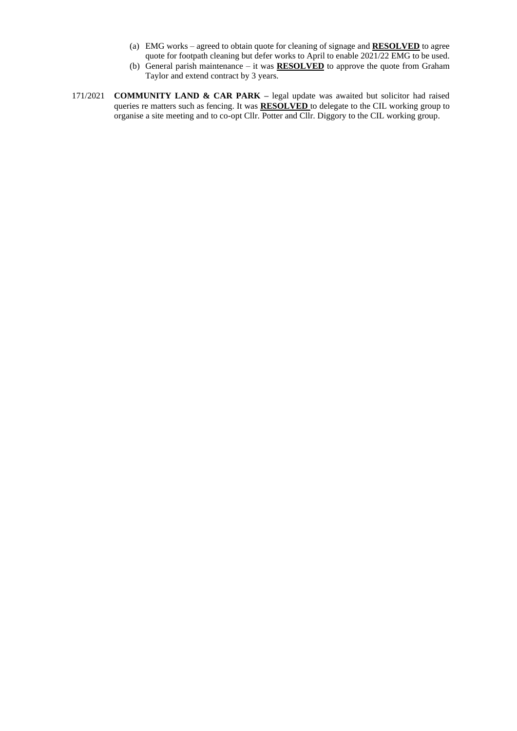(a) EMG works – agreed to obtain quote for cleaning of signage and **RESOLVED** to agree quote for footpath cleaning but defer works to April to enable 2021/22 EMG to be used.

(b) General parish maintenance – it was **RESOLVED** to approve the quote from Graham Taylor and extend contract by 3 years.

171/2021 **COMMUNITY LAND & CAR PARK –** legal update was awaited but solicitor had raised queries re matters such as fencing. It was **RESOLVED** to delegate to the CIL working group to organise a site meeting and to co-opt Cllr. Potter and Cllr. Diggory to the CIL working group.